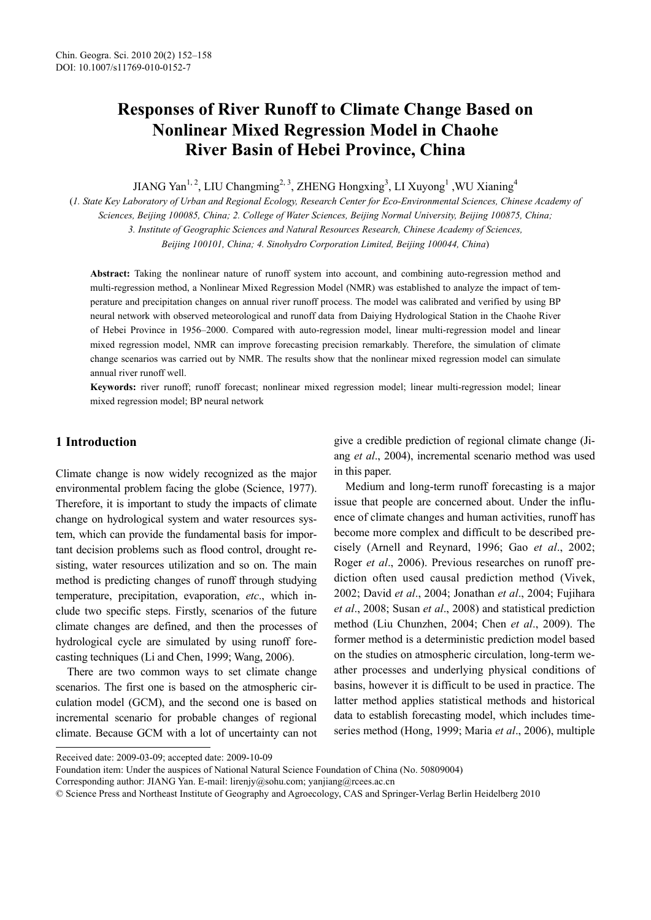# Responses of River Runoff to Climate Change Based on Nonlinear Mixed Regression Model in Chaohe River Basin of Hebei Province, China

JIANG Yan[1, 2], LIU Changming[2, 3], ZHENG Hongxing[3], LI Xuyong[1], WU Xianing[4]

(*1. State Key Laboratory of Urban and Regional Ecology, Research Center for Eco-Environmental Sciences, Chinese Academy of Sciences, Beijing 100085, China; 2. College of Water Sciences, Beijing Normal University, Beijing 100875, China; 3. Institute of Geographic Sciences and Natural Resources Research, Chinese Academy of Sciences, Beijing 100101, China; 4. Sinohydro Corporation Limited, Beijing 100044, China*)

**Abstract:** Taking the nonlinear nature of runoff system into account, and combining auto-regression method and multi-regression method, a Nonlinear Mixed Regression Model (NMR) was established to analyze the impact of temperature and precipitation changes on annual river runoff process. The model was calibrated and verified by using BP neural network with observed meteorological and runoff data from Daiying Hydrological Station in the Chaohe River of Hebei Province in 1956–2000. Compared with auto-regression model, linear multi-regression model and linear mixed regression model, NMR can improve forecasting precision remarkably. Therefore, the simulation of climate change scenarios was carried out by NMR. The results show that the nonlinear mixed regression model can simulate annual river runoff well.

**Keywords:** river runoff; runoff forecast; nonlinear mixed regression model; linear multi-regression model; linear mixed regression model; BP neural network

## 1 Introduction

Climate change is now widely recognized as the major environmental problem facing the globe (Science, 1977). Therefore, it is important to study the impacts of climate change on hydrological system and water resources system, which can provide the fundamental basis for important decision problems such as flood control, drought resisting, water resources utilization and so on. The main method is predicting changes of runoff through studying temperature, precipitation, evaporation, *etc*., which include two specific steps. Firstly, scenarios of the future climate changes are defined, and then the processes of hydrological cycle are simulated by using runoff forecasting techniques (Li and Chen, 1999; Wang, 2006).

There are two common ways to set climate change scenarios. The first one is based on the atmospheric circulation model (GCM), and the second one is based on incremental scenario for probable changes of regional climate. Because GCM with a lot of uncertainty can not give a credible prediction of regional climate change (Jiang *et al*., 2004), incremental scenario method was used in this paper.

Medium and long-term runoff forecasting is a major issue that people are concerned about. Under the influence of climate changes and human activities, runoff has become more complex and difficult to be described precisely (Arnell and Reynard, 1996; Gao *et al*., 2002; Roger *et al*., 2006). Previous researches on runoff prediction often used causal prediction method (Vivek, 2002; David *et al*., 2004; Jonathan *et al*., 2004; Fujihara *et al*., 2008; Susan *et al*., 2008) and statistical prediction method (Liu Chunzhen, 2004; Chen *et al*., 2009). The former method is a deterministic prediction model based on the studies on atmospheric circulation, long-term weather processes and underlying physical conditions of basins, however it is difficult to be used in practice. The latter method applies statistical methods and historical data to establish forecasting model, which includes time-series method (Hong, 1999; Maria *et al*., 2006), multiple

---

Received date: 2009-03-09; accepted date: 2009-10-09

Foundation item: Under the auspices of National Natural Science Foundation of China (No. 50809004)

Corresponding author: JIANG Yan. E-mail: lirenjy@sohu.com; yanjiang@rcees.ac.cn

© Science Press and Northeast Institute of Geography and Agroecology, CAS and Springer-Verlag Berlin Heidelberg 2010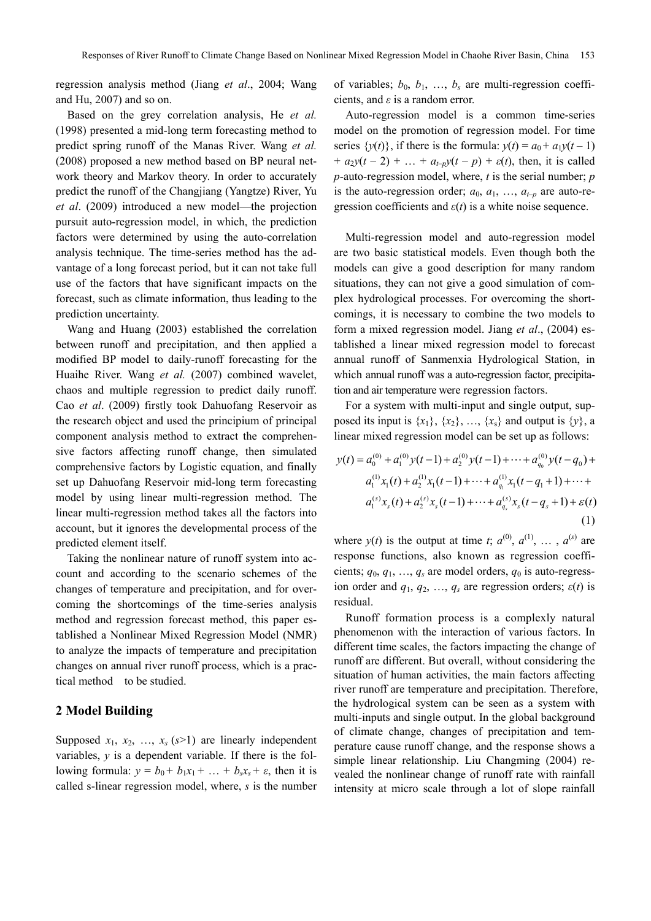regression analysis method (Jiang *et al*., 2004; Wang and Hu, 2007) and so on.

Based on the grey correlation analysis, He *et al.* (1998) presented a mid-long term forecasting method to predict spring runoff of the Manas River. Wang *et al.* (2008) proposed a new method based on BP neural network theory and Markov theory. In order to accurately predict the runoff of the Changjiang (Yangtze) River, Yu *et al*. (2009) introduced a new model—the projection pursuit auto-regression model, in which, the prediction factors were determined by using the auto-correlation analysis technique. The time-series method has the advantage of a long forecast period, but it can not take full use of the factors that have significant impacts on the forecast, such as climate information, thus leading to the prediction uncertainty.

Wang and Huang (2003) established the correlation between runoff and precipitation, and then applied a modified BP model to daily-runoff forecasting for the Huaihe River. Wang *et al.* (2007) combined wavelet, chaos and multiple regression to predict daily runoff. Cao *et al*. (2009) firstly took Dahuofang Reservoir as the research object and used the principium of principal component analysis method to extract the comprehensive factors affecting runoff change, then simulated comprehensive factors by Logistic equation, and finally set up Dahuofang Reservoir mid-long term forecasting model by using linear multi-regression method. The linear multi-regression method takes all the factors into account, but it ignores the developmental process of the predicted element itself.

Taking the nonlinear nature of runoff system into account and according to the scenario schemes of the changes of temperature and precipitation, and for overcoming the shortcomings of the time-series analysis method and regression forecast method, this paper established a Nonlinear Mixed Regression Model (NMR) to analyze the impacts of temperature and precipitation changes on annual river runoff process, which is a practical method to be studied.

## 2 Model Building

Supposed $x_1$, $x_2$, …, $x_s$ ($s$>1) are linearly independent variables, $y$ is a dependent variable. If there is the following formula: $y = b_0 + b_1x_1 + … + b_sx_s + \varepsilon$, then it is called s-linear regression model, where, $s$ is the number of variables; $b_0$, $b_1$, …, $b_s$ are multi-regression coefficients, and $\varepsilon$ is a random error.

Auto-regression model is a common time-series model on the promotion of regression model. For time series $\{y(t)\}$, if there is the formula: $y(t) = a_0 + a_1y(t-1) + a_2y(t-2) + … + a_{t-p}y(t-p) + \varepsilon(t)$, then, it is called $p$-auto-regression model, where, $t$ is the serial number; $p$ is the auto-regression order; $a_0$, $a_1$, …, $a_{t-p}$ are auto-regression coefficients and $\varepsilon(t)$ is a white noise sequence.

Multi-regression model and auto-regression model are two basic statistical models. Even though both the models can give a good description for many random situations, they can not give a good simulation of complex hydrological processes. For overcoming the shortcomings, it is necessary to combine the two models to form a mixed regression model. Jiang *et al*., (2004) established a linear mixed regression model to forecast annual runoff of Sanmenxia Hydrological Station, in which annual runoff was a auto-regression factor, precipitation and air temperature were regression factors.

For a system with multi-input and single output, supposed its input is $\{x_1\}$, $\{x_2\}$, …, $\{x_s\}$ and output is $\{y\}$, a linear mixed regression model can be set up as follows:

$$
\begin{aligned}
y(t) = {} & a_0^{(0)} + a_1^{(0)} y(t-1) + a_2^{(0)} y(t-1) + \cdots + a_{q_0}^{(0)} y(t-q_0) + \\
& a_1^{(1)} x_1(t) + a_2^{(1)} x_1(t-1) + \cdots + a_{q_1}^{(1)} x_1(t-q_1+1) + \cdots + \\
& a_1^{(s)} x_s(t) + a_2^{(s)} x_s(t-1) + \cdots + a_{q_s}^{(s)} x_s(t-q_s+1) + \varepsilon(t)
\end{aligned}
\tag{1}
$$

where $y(t)$ is the output at time $t$; $a^{(0)}$, $a^{(1)}$, … , $a^{(s)}$ are response functions, also known as regression coefficients; $q_0$, $q_1$, …, $q_s$ are model orders, $q_0$ is auto-regression order and $q_1$, $q_2$, …, $q_s$ are regression orders; $\varepsilon(t)$ is residual.

Runoff formation process is a complexly natural phenomenon with the interaction of various factors. In different time scales, the factors impacting the change of runoff are different. But overall, without considering the situation of human activities, the main factors affecting river runoff are temperature and precipitation. Therefore, the hydrological system can be seen as a system with multi-inputs and single output. In the global background of climate change, changes of precipitation and temperature cause runoff change, and the response shows a simple linear relationship. Liu Changming (2004) revealed the nonlinear change of runoff rate with rainfall intensity at micro scale through a lot of slope rainfall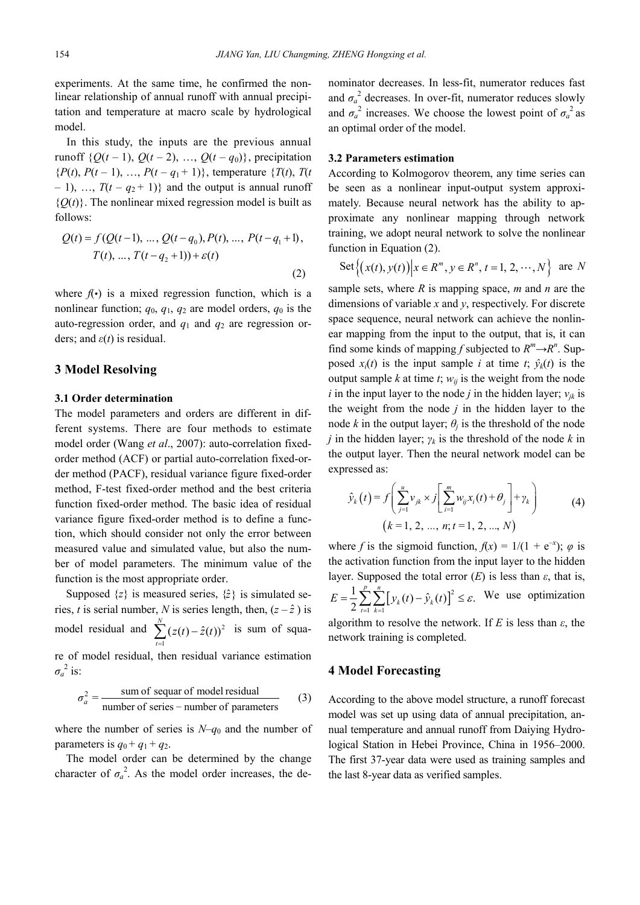experiments. At the same time, he confirmed the non-linear relationship of annual runoff with annual precipitation and temperature at macro scale by hydrological model.

In this study, the inputs are the previous annual runoff $\{Q(t-1), Q(t-2), \ldots, Q(t-q_0)\}$, precipitation $\{P(t), P(t-1), \ldots, P(t-q_1+1)\}$, temperature $\{T(t), T(t-1), \ldots, T(t-q_2+1)\}$ and the output is annual runoff $\{Q(t)\}$. The nonlinear mixed regression model is built as follows:

$$Q(t) = f(Q(t-1), \ldots, Q(t-q_0), P(t), \ldots, P(t-q_1+1), T(t), \ldots, T(t-q_2+1)) + \varepsilon(t) \tag{2}$$

where $f(\cdot)$ is a mixed regression function, which is a nonlinear function; $q_0$, $q_1$, $q_2$ are model orders, $q_0$ is the auto-regression order, and $q_1$ and $q_2$ are regression orders; and $\varepsilon(t)$ is residual.

## 3 Model Resolving

### 3.1 Order determination

The model parameters and orders are different in different systems. There are four methods to estimate model order (Wang *et al*., 2007): auto-correlation fixed-order method (ACF) or partial auto-correlation fixed-order method (PACF), residual variance figure fixed-order method, F-test fixed-order method and the best criteria function fixed-order method. The basic idea of residual variance figure fixed-order method is to define a function, which should consider not only the error between measured value and simulated value, but also the number of model parameters. The minimum value of the function is the most appropriate order.

Supposed $\{z\}$ is measured series, $\{\hat{z}\}$ is simulated series, $t$ is serial number, $N$ is series length, then, $(z-\hat{z})$ is model residual and $\sum_{t=1}^{N}(z(t)-\hat{z}(t))^2$ is sum of square of model residual, then residual variance estimation $\sigma_a^2$ is:

$$\sigma_a^2 = \frac{\text{sum of sequar of model residual}}{\text{number of series} - \text{number of parameters}} \tag{3}$$

where the number of series is $N$–$q_0$ and the number of parameters is $q_0 + q_1 + q_2$.

The model order can be determined by the change character of $\sigma_a^2$. As the model order increases, the denominator decreases. In less-fit, numerator reduces fast and $\sigma_a^2$ decreases. In over-fit, numerator reduces slowly and $\sigma_a^2$ increases. We choose the lowest point of $\sigma_a^2$ as an optimal order of the model.

### 3.2 Parameters estimation

According to Kolmogorov theorem, any time series can be seen as a nonlinear input-output system approximately. Because neural network has the ability to approximate any nonlinear mapping through network training, we adopt neural network to solve the nonlinear function in Equation (2).

Set $\left\{\left(x(t), y(t)\right) \middle| x \in R^m, y \in R^n, t = 1, 2, \cdots, N\right\}$ are $N$ sample sets, where $R$ is mapping space, $m$ and $n$ are the dimensions of variable $x$ and $y$, respectively. For discrete space sequence, neural network can achieve the nonlinear mapping from the input to the output, that is, it can find some kinds of mapping $f$ subjected to $R^m \rightarrow R^n$. Supposed $x_i(t)$ is the input sample $i$ at time $t$; $\hat{y}_k(t)$ is the output sample $k$ at time $t$; $w_{ij}$ is the weight from the node $i$ in the input layer to the node $j$ in the hidden layer; $v_{jk}$ is the weight from the node $j$ in the hidden layer to the node $k$ in the output layer; $\theta_j$ is the threshold of the node $j$ in the hidden layer; $\gamma_k$ is the threshold of the node $k$ in the output layer. Then the neural network model can be expressed as:

$$\hat{y}_k(t) = f\left(\sum_{j=1}^{u} v_{jk} \times j\left[\sum_{i=1}^{m} w_{ij} x_i(t) + \theta_j\right] + \gamma_k\right) \tag{4}$$
$$(k = 1, 2, \ldots, n; t = 1, 2, \ldots, N)$$

where $f$ is the sigmoid function, $f(x) = 1/(1 + e^{-x})$; $\varphi$ is the activation function from the input layer to the hidden layer. Supposed the total error ($E$) is less than $\varepsilon$, that is, $E = \frac{1}{2}\sum_{t=1}^{p}\sum_{k=1}^{n}\left[y_k(t) - \hat{y}_k(t)\right]^2 \leq \varepsilon.$ We use optimization algorithm to resolve the network. If $E$ is less than $\varepsilon$, the network training is completed.

## 4 Model Forecasting

According to the above model structure, a runoff forecast model was set up using data of annual precipitation, annual temperature and annual runoff from Daiying Hydrological Station in Hebei Province, China in 1956–2000. The first 37-year data were used as training samples and the last 8-year data as verified samples.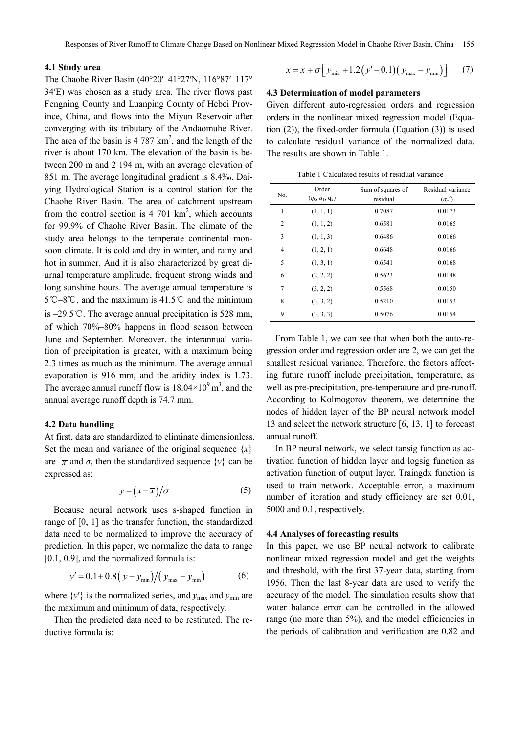### 4.1 Study area

The Chaohe River Basin (40°20′–41°27′N, 116°87′–117° 34′E) was chosen as a study area. The river flows past Fengning County and Luanping County of Hebei Province, China, and flows into the Miyun Reservoir after converging with its tributary of the Andaomuhe River. The area of the basin is 4 787 km$^2$, and the length of the river is about 170 km. The elevation of the basin is between 200 m and 2 194 m, with an average elevation of 851 m. The average longitudinal gradient is 8.4‰. Daiying Hydrological Station is a control station for the Chaohe River Basin. The area of catchment upstream from the control section is 4 701 km$^2$, which accounts for 99.9% of Chaohe River Basin. The climate of the study area belongs to the temperate continental monsoon climate. It is cold and dry in winter, and rainy and hot in summer. And it is also characterized by great diurnal temperature amplitude, frequent strong winds and long sunshine hours. The average annual temperature is 5℃–8℃, and the maximum is 41.5℃ and the minimum is –29.5℃. The average annual precipitation is 528 mm, of which 70%–80% happens in flood season between June and September. Moreover, the interannual variation of precipitation is greater, with a maximum being 2.3 times as much as the minimum. The average annual evaporation is 916 mm, and the aridity index is 1.73. The average annual runoff flow is $18.04\times10^9$ m$^3$, and the annual average runoff depth is 74.7 mm.

### 4.2 Data handling

At first, data are standardized to eliminate dimensionless. Set the mean and variance of the original sequence $\{x\}$ are $\bar{x}$ and $\sigma$, then the standardized sequence $\{y\}$ can be expressed as:

$$y = \left(x - \bar{x}\right) / \sigma \tag{5}$$

Because neural network uses s-shaped function in range of [0, 1] as the transfer function, the standardized data need to be normalized to improve the accuracy of prediction. In this paper, we normalize the data to range [0.1, 0.9], and the normalized formula is:

$$y' = 0.1 + 0.8\left(y - y_{\min}\right) / \left(y_{\max} - y_{\min}\right) \tag{6}$$

where $\{y'\}$ is the normalized series, and $y_{\max}$ and $y_{\min}$ are the maximum and minimum of data, respectively.

Then the predicted data need to be restituted. The reductive formula is:

$$x = \bar{x} + \sigma\left[y_{\min} + 1.2\left(y' - 0.1\right)\left(y_{\max} - y_{\min}\right)\right] \tag{7}$$

### 4.3 Determination of model parameters

Given different auto-regression orders and regression orders in the nonlinear mixed regression model (Equation (2)), the fixed-order formula (Equation (3)) is used to calculate residual variance of the normalized data. The results are shown in Table 1.

Table 1 Calculated results of residual variance

| No. | Order ($q_0$, $q_1$, $q_2$) | Sum of squares of residual | Residual variance ($\sigma_a^2$) |
|---|---|---|---|
| 1 | (1, 1, 1) | 0.7087 | 0.0173 |
| 2 | (1, 1, 2) | 0.6581 | 0.0165 |
| 3 | (1, 1, 3) | 0.6486 | 0.0166 |
| 4 | (1, 2, 1) | 0.6648 | 0.0166 |
| 5 | (1, 3, 1) | 0.6541 | 0.0168 |
| 6 | (2, 2, 2) | 0.5623 | 0.0148 |
| 7 | (3, 2, 2) | 0.5568 | 0.0150 |
| 8 | (3, 3, 2) | 0.5210 | 0.0153 |
| 9 | (3, 3, 3) | 0.5076 | 0.0154 |

From Table 1, we can see that when both the auto-regression order and regression order are 2, we can get the smallest residual variance. Therefore, the factors affecting future runoff include precipitation, temperature, as well as pre-precipitation, pre-temperature and pre-runoff. According to Kolmogorov theorem, we determine the nodes of hidden layer of the BP neural network model 13 and select the network structure [6, 13, 1] to forecast annual runoff.

In BP neural network, we select tansig function as activation function of hidden layer and logsig function as activation function of output layer. Traingdx function is used to train network. Acceptable error, a maximum number of iteration and study efficiency are set 0.01, 5000 and 0.1, respectively.

### 4.4 Analyses of forecasting results

In this paper, we use BP neural network to calibrate nonlinear mixed regression model and get the weights and threshold, with the first 37-year data, starting from 1956. Then the last 8-year data are used to verify the accuracy of the model. The simulation results show that water balance error can be controlled in the allowed range (no more than 5%), and the model efficiencies in the periods of calibration and verification are 0.82 and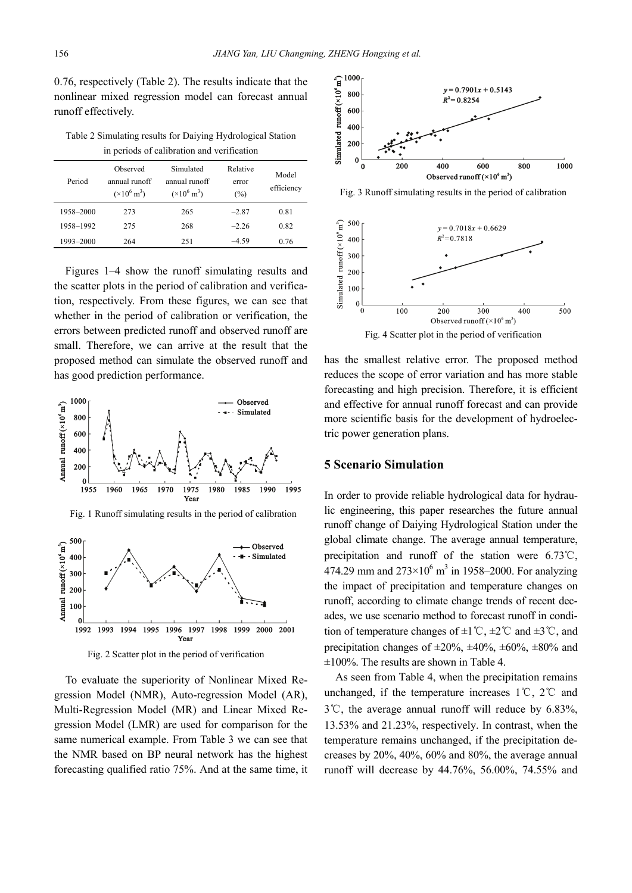0.76, respectively (Table 2). The results indicate that the nonlinear mixed regression model can forecast annual runoff effectively.

Table 2 Simulating results for Daiying Hydrological Station in periods of calibration and verification

| Period | Observed annual runoff ($\times10^6$ m$^3$) | Simulated annual runoff ($\times10^6$ m$^3$) | Relative error (%) | Model efficiency |
|---|---|---|---|---|
| 1958–2000 | 273 | 265 | –2.87 | 0.81 |
| 1958–1992 | 275 | 268 | –2.26 | 0.82 |
| 1993–2000 | 264 | 251 | –4.59 | 0.76 |

Figures 1–4 show the runoff simulating results and the scatter plots in the period of calibration and verification, respectively. From these figures, we can see that whether in the period of calibration or verification, the errors between predicted runoff and observed runoff are small. Therefore, we can arrive at the result that the proposed method can simulate the observed runoff and has good prediction performance.

Annual runoff ($\times10^6$ m$^3$)
1000
800
600
400
200
0
1955 1960 1965 1970 1975 1980 1985 1990 1995
Year
Observed
Simulated

Fig. 1 Runoff simulating results in the period of calibration

Annual runoff ($\times10^6$ m$^3$)
500
400
300
200
100
0
1992 1993 1994 1995 1996 1997 1998 1999 2000 2001
Year
Observed
Simulated

Fig. 2 Scatter plot in the period of verification

To evaluate the superiority of Nonlinear Mixed Regression Model (NMR), Auto-regression Model (AR), Multi-Regression Model (MR) and Linear Mixed Regression Model (LMR) are used for comparison for the same numerical example. From Table 3 we can see that the NMR based on BP neural network has the highest forecasting qualified ratio 75%. And at the same time, it has the smallest relative error. The proposed method reduces the scope of error variation and has more stable forecasting and high precision. Therefore, it is efficient and effective for annual runoff forecast and can provide more scientific basis for the development of hydroelectric power generation plans.

Simulated runoff ($\times10^6$ m$^3$)
1000
800
600
400
200
0
0 200 400 600 800 1000
Observed runoff ($\times10^6$ m$^3$)
$y = 0.7901x + 0.5143$
$R^2 = 0.8254$

Fig. 3 Runoff simulating results in the period of calibration

Simulated runoff ($\times10^6$ m$^3$)
500
400
300
200
100
0
0 100 200 300 400 500
Observed runoff ($\times10^6$ m$^3$)
$y = 0.7018x + 0.6629$
$R^2 = 0.7818$

Fig. 4 Scatter plot in the period of verification

## 5 Scenario Simulation

In order to provide reliable hydrological data for hydraulic engineering, this paper researches the future annual runoff change of Daiying Hydrological Station under the global climate change. The average annual temperature, precipitation and runoff of the station were 6.73℃, 474.29 mm and $273\times10^6$ m$^3$ in 1958–2000. For analyzing the impact of precipitation and temperature changes on runoff, according to climate change trends of recent decades, we use scenario method to forecast runoff in condition of temperature changes of ±1℃, ±2℃ and ±3℃, and precipitation changes of ±20%, ±40%, ±60%, ±80% and ±100%. The results are shown in Table 4.

As seen from Table 4, when the precipitation remains unchanged, if the temperature increases 1℃, 2℃ and 3℃, the average annual runoff will reduce by 6.83%, 13.53% and 21.23%, respectively. In contrast, when the temperature remains unchanged, if the precipitation decreases by 20%, 40%, 60% and 80%, the average annual runoff will decrease by 44.76%, 56.00%, 74.55% and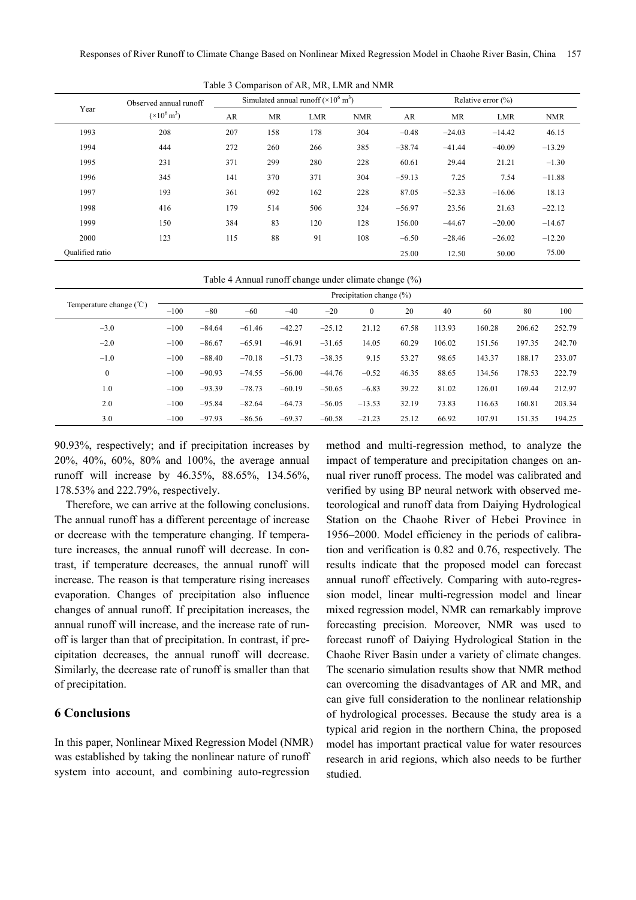Table 3 Comparison of AR, MR, LMR and NMR

| Year | Observed annual runoff ($\times 10^6$ m$^3$) | Simulated annual runoff ($\times 10^6$ m$^3$) | | | | Relative error (%) | | | |
|---|---|---|---|---|---|---|---|---|---|
| | | AR | MR | LMR | NMR | AR | MR | LMR | NMR |
| 1993 | 208 | 207 | 158 | 178 | 304 | −0.48 | −24.03 | −14.42 | 46.15 |
| 1994 | 444 | 272 | 260 | 266 | 385 | −38.74 | −41.44 | −40.09 | −13.29 |
| 1995 | 231 | 371 | 299 | 280 | 228 | 60.61 | 29.44 | 21.21 | −1.30 |
| 1996 | 345 | 141 | 370 | 371 | 304 | −59.13 | 7.25 | 7.54 | −11.88 |
| 1997 | 193 | 361 | 092 | 162 | 228 | 87.05 | −52.33 | −16.06 | 18.13 |
| 1998 | 416 | 179 | 514 | 506 | 324 | −56.97 | 23.56 | 21.63 | −22.12 |
| 1999 | 150 | 384 | 83 | 120 | 128 | 156.00 | −44.67 | −20.00 | −14.67 |
| 2000 | 123 | 115 | 88 | 91 | 108 | −6.50 | −28.46 | −26.02 | −12.20 |
| Qualified ratio | | | | | | 25.00 | 12.50 | 50.00 | 75.00 |

Table 4 Annual runoff change under climate change (%)

| Temperature change (℃) | Precipitation change (%) | | | | | | | | | | |
|---|---|---|---|---|---|---|---|---|---|---|---|
| | −100 | −80 | −60 | −40 | −20 | 0 | 20 | 40 | 60 | 80 | 100 |
| −3.0 | −100 | −84.64 | −61.46 | −42.27 | −25.12 | 21.12 | 67.58 | 113.93 | 160.28 | 206.62 | 252.79 |
| −2.0 | −100 | −86.67 | −65.91 | −46.91 | −31.65 | 14.05 | 60.29 | 106.02 | 151.56 | 197.35 | 242.70 |
| −1.0 | −100 | −88.40 | −70.18 | −51.73 | −38.35 | 9.15 | 53.27 | 98.65 | 143.37 | 188.17 | 233.07 |
| 0 | −100 | −90.93 | −74.55 | −56.00 | −44.76 | −0.52 | 46.35 | 88.65 | 134.56 | 178.53 | 222.79 |
| 1.0 | −100 | −93.39 | −78.73 | −60.19 | −50.65 | −6.83 | 39.22 | 81.02 | 126.01 | 169.44 | 212.97 |
| 2.0 | −100 | −95.84 | −82.64 | −64.73 | −56.05 | −13.53 | 32.19 | 73.83 | 116.63 | 160.81 | 203.34 |
| 3.0 | −100 | −97.93 | −86.56 | −69.37 | −60.58 | −21.23 | 25.12 | 66.92 | 107.91 | 151.35 | 194.25 |

90.93%, respectively; and if precipitation increases by 20%, 40%, 60%, 80% and 100%, the average annual runoff will increase by 46.35%, 88.65%, 134.56%, 178.53% and 222.79%, respectively.

Therefore, we can arrive at the following conclusions. The annual runoff has a different percentage of increase or decrease with the temperature changing. If temperature increases, the annual runoff will decrease. In contrast, if temperature decreases, the annual runoff will increase. The reason is that temperature rising increases evaporation. Changes of precipitation also influence changes of annual runoff. If precipitation increases, the annual runoff will increase, and the increase rate of runoff is larger than that of precipitation. In contrast, if precipitation decreases, the annual runoff will decrease. Similarly, the decrease rate of runoff is smaller than that of precipitation.

## 6 Conclusions

In this paper, Nonlinear Mixed Regression Model (NMR) was established by taking the nonlinear nature of runoff system into account, and combining auto-regression method and multi-regression method, to analyze the impact of temperature and precipitation changes on annual river runoff process. The model was calibrated and verified by using BP neural network with observed meteorological and runoff data from Daiying Hydrological Station on the Chaohe River of Hebei Province in 1956–2000. Model efficiency in the periods of calibration and verification is 0.82 and 0.76, respectively. The results indicate that the proposed model can forecast annual runoff effectively. Comparing with auto-regression model, linear multi-regression model and linear mixed regression model, NMR can remarkably improve forecasting precision. Moreover, NMR was used to forecast runoff of Daiying Hydrological Station in the Chaohe River Basin under a variety of climate changes. The scenario simulation results show that NMR method can overcoming the disadvantages of AR and MR, and can give full consideration to the nonlinear relationship of hydrological processes. Because the study area is a typical arid region in the northern China, the proposed model has important practical value for water resources research in arid regions, which also needs to be further studied.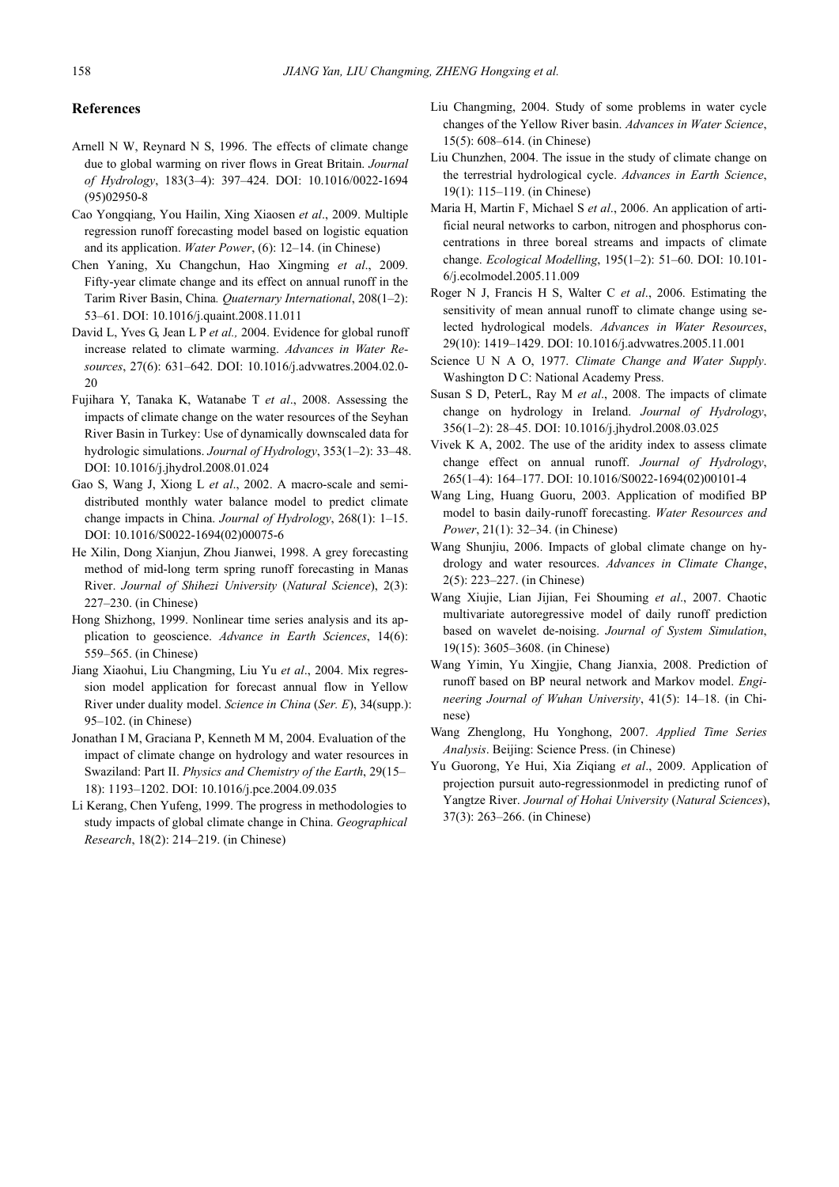## References

Arnell N W, Reynard N S, 1996. The effects of climate change due to global warming on river flows in Great Britain. *Journal of Hydrology*, 183(3–4): 397–424. DOI: 10.1016/0022-1694(95)02950-8

Cao Yongqiang, You Hailin, Xing Xiaosen *et al*., 2009. Multiple regression runoff forecasting model based on logistic equation and its application. *Water Power*, (6): 12–14. (in Chinese)

Chen Yaning, Xu Changchun, Hao Xingming *et al*., 2009. Fifty-year climate change and its effect on annual runoff in the Tarim River Basin, China. *Quaternary International*, 208(1–2): 53–61. DOI: 10.1016/j.quaint.2008.11.011

David L, Yves G, Jean L P *et al.,* 2004. Evidence for global runoff increase related to climate warming. *Advances in Water Resources*, 27(6): 631–642. DOI: 10.1016/j.advwatres.2004.02.020

Fujihara Y, Tanaka K, Watanabe T *et al*., 2008. Assessing the impacts of climate change on the water resources of the Seyhan River Basin in Turkey: Use of dynamically downscaled data for hydrologic simulations. *Journal of Hydrology*, 353(1–2): 33–48. DOI: 10.1016/j.jhydrol.2008.01.024

Gao S, Wang J, Xiong L *et al*., 2002. A macro-scale and semi-distributed monthly water balance model to predict climate change impacts in China. *Journal of Hydrology*, 268(1): 1–15. DOI: 10.1016/S0022-1694(02)00075-6

He Xilin, Dong Xianjun, Zhou Jianwei, 1998. A grey forecasting method of mid-long term spring runoff forecasting in Manas River. *Journal of Shihezi University* (*Natural Science*), 2(3): 227–230. (in Chinese)

Hong Shizhong, 1999. Nonlinear time series analysis and its application to geoscience. *Advance in Earth Sciences*, 14(6): 559–565. (in Chinese)

Jiang Xiaohui, Liu Changming, Liu Yu *et al*., 2004. Mix regression model application for forecast annual flow in Yellow River under duality model. *Science in China* (*Ser. E*), 34(supp.): 95–102. (in Chinese)

Jonathan I M, Graciana P, Kenneth M M, 2004. Evaluation of the impact of climate change on hydrology and water resources in Swaziland: Part II. *Physics and Chemistry of the Earth*, 29(15–18): 1193–1202. DOI: 10.1016/j.pce.2004.09.035

Li Kerang, Chen Yufeng, 1999. The progress in methodologies to study impacts of global climate change in China. *Geographical Research*, 18(2): 214–219. (in Chinese)

Liu Changming, 2004. Study of some problems in water cycle changes of the Yellow River basin. *Advances in Water Science*, 15(5): 608–614. (in Chinese)

Liu Chunzhen, 2004. The issue in the study of climate change on the terrestrial hydrological cycle. *Advances in Earth Science*, 19(1): 115–119. (in Chinese)

Maria H, Martin F, Michael S *et al*., 2006. An application of artificial neural networks to carbon, nitrogen and phosphorus concentrations in three boreal streams and impacts of climate change. *Ecological Modelling*, 195(1–2): 51–60. DOI: 10.1016/j.ecolmodel.2005.11.009

Roger N J, Francis H S, Walter C *et al*., 2006. Estimating the sensitivity of mean annual runoff to climate change using selected hydrological models. *Advances in Water Resources*, 29(10): 1419–1429. DOI: 10.1016/j.advwatres.2005.11.001

Science U N A O, 1977. *Climate Change and Water Supply*. Washington D C: National Academy Press.

Susan S D, PeterL, Ray M *et al*., 2008. The impacts of climate change on hydrology in Ireland. *Journal of Hydrology*, 356(1–2): 28–45. DOI: 10.1016/j.jhydrol.2008.03.025

Vivek K A, 2002. The use of the aridity index to assess climate change effect on annual runoff. *Journal of Hydrology*, 265(1–4): 164–177. DOI: 10.1016/S0022-1694(02)00101-4

Wang Ling, Huang Guoru, 2003. Application of modified BP model to basin daily-runoff forecasting. *Water Resources and Power*, 21(1): 32–34. (in Chinese)

Wang Shunjiu, 2006. Impacts of global climate change on hydrology and water resources. *Advances in Climate Change*, 2(5): 223–227. (in Chinese)

Wang Xiujie, Lian Jijian, Fei Shouming *et al*., 2007. Chaotic multivariate autoregressive model of daily runoff prediction based on wavelet de-noising. *Journal of System Simulation*, 19(15): 3605–3608. (in Chinese)

Wang Yimin, Yu Xingjie, Chang Jianxia, 2008. Prediction of runoff based on BP neural network and Markov model. *Engineering Journal of Wuhan University*, 41(5): 14–18. (in Chinese)

Wang Zhenglong, Hu Yonghong, 2007. *Applied Time Series Analysis*. Beijing: Science Press. (in Chinese)

Yu Guorong, Ye Hui, Xia Ziqiang *et al*., 2009. Application of projection pursuit auto-regressionmodel in predicting runof of Yangtze River. *Journal of Hohai University* (*Natural Sciences*), 37(3): 263–266. (in Chinese)